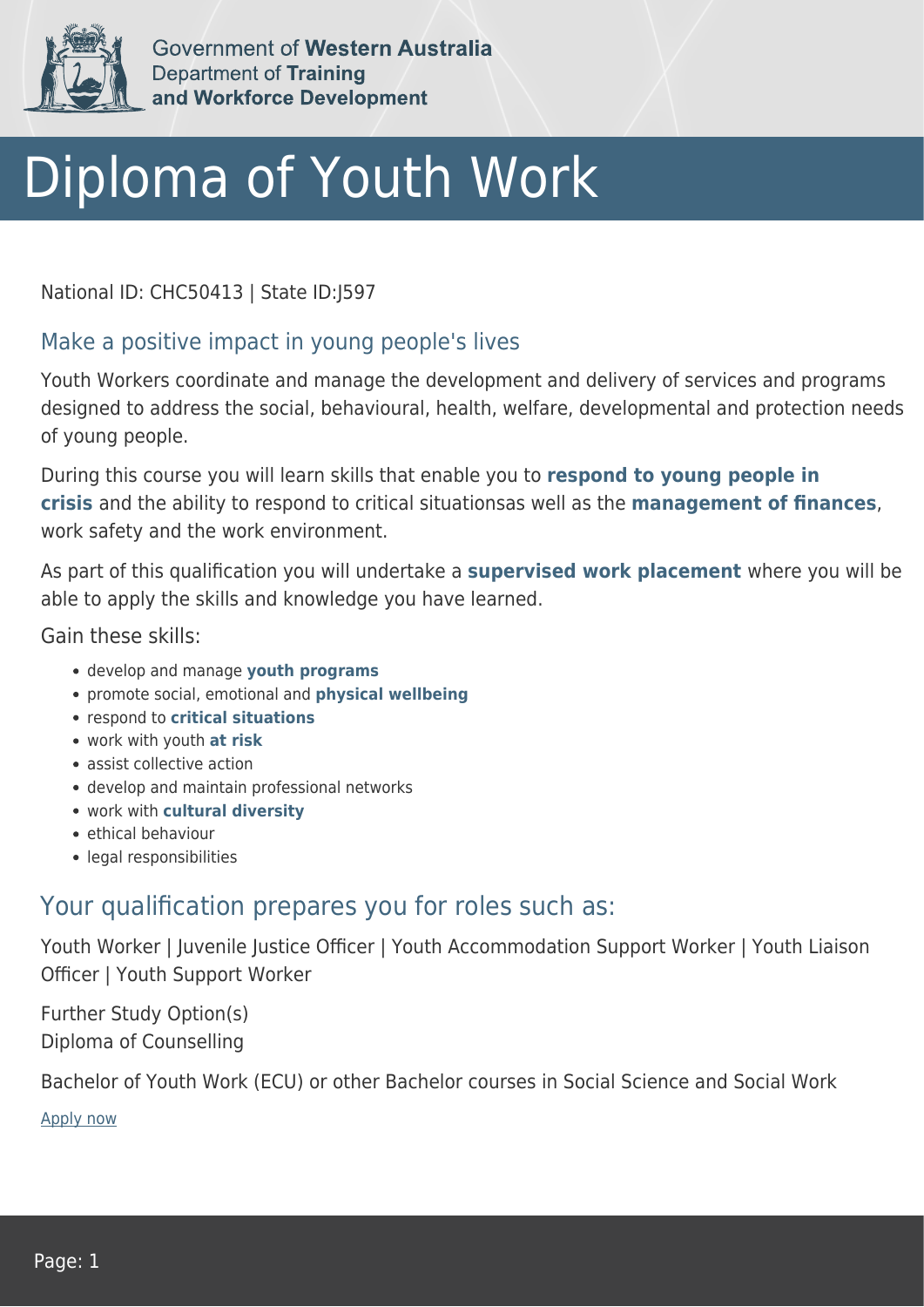Government of **Western Australia**
Department of **Training and Workforce Development**

# Diploma of Youth Work

National ID: CHC50413 | State ID:J597

## Make a positive impact in young people's lives

Youth Workers coordinate and manage the development and delivery of services and programs designed to address the social, behavioural, health, welfare, developmental and protection needs of young people.

During this course you will learn skills that enable you to **respond to young people in crisis** and the ability to respond to critical situationsas well as the **management of finances**, work safety and the work environment.

As part of this qualification you will undertake a **supervised work placement** where you will be able to apply the skills and knowledge you have learned.

Gain these skills:

- develop and manage **youth programs**
- promote social, emotional and **physical wellbeing**
- respond to **critical situations**
- work with youth **at risk**
- assist collective action
- develop and maintain professional networks
- work with **cultural diversity**
- ethical behaviour
- legal responsibilities

## Your qualification prepares you for roles such as:

Youth Worker | Juvenile Justice Officer | Youth Accommodation Support Worker | Youth Liaison Officer | Youth Support Worker

Further Study Option(s)
Diploma of Counselling

Bachelor of Youth Work (ECU) or other Bachelor courses in Social Science and Social Work

Apply now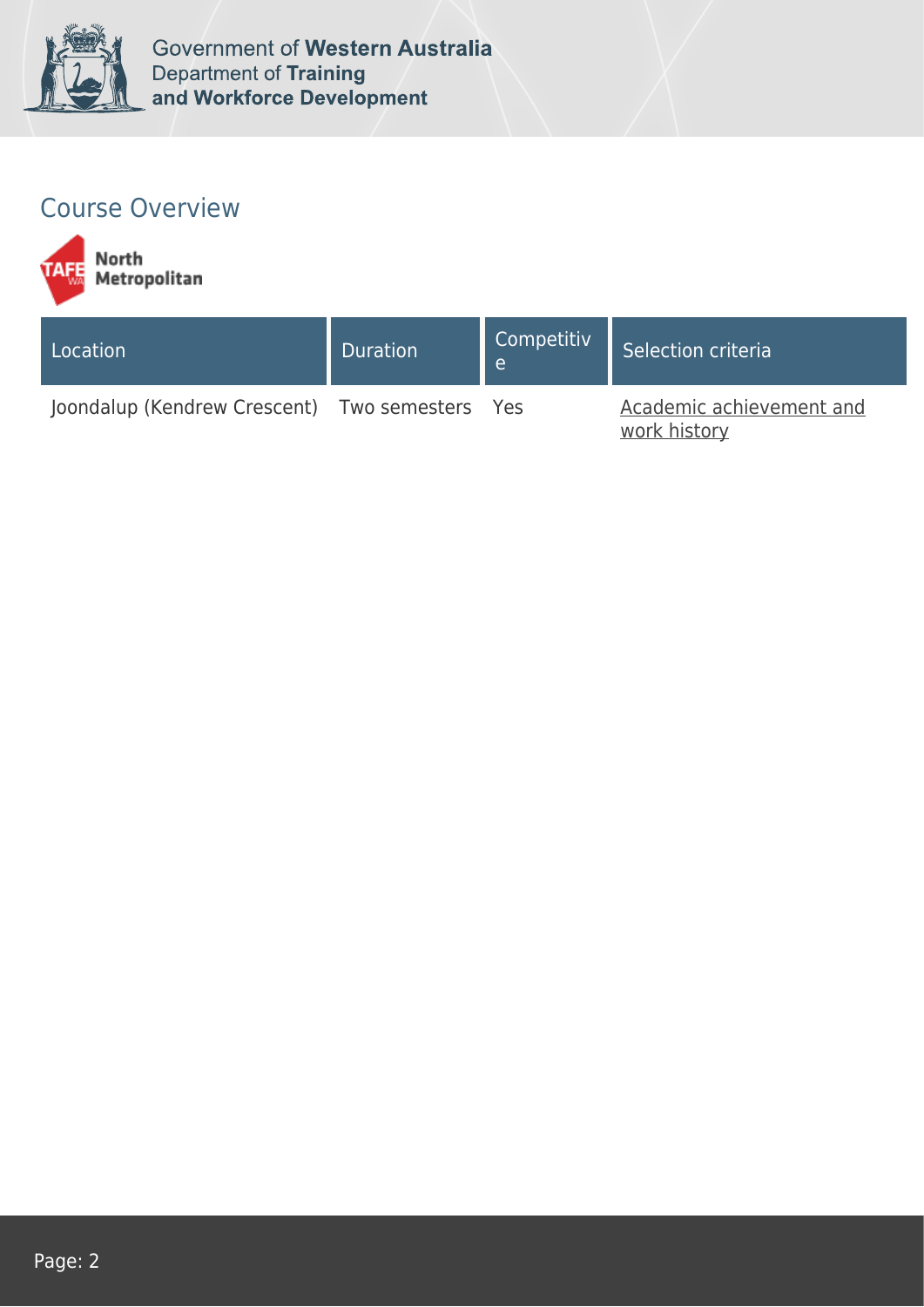## Course Overview

North Metropolitan

| Location | Duration | Competitive | Selection criteria |
| --- | --- | --- | --- |
| Joondalup (Kendrew Crescent) | Two semesters | Yes | Academic achievement and work history |